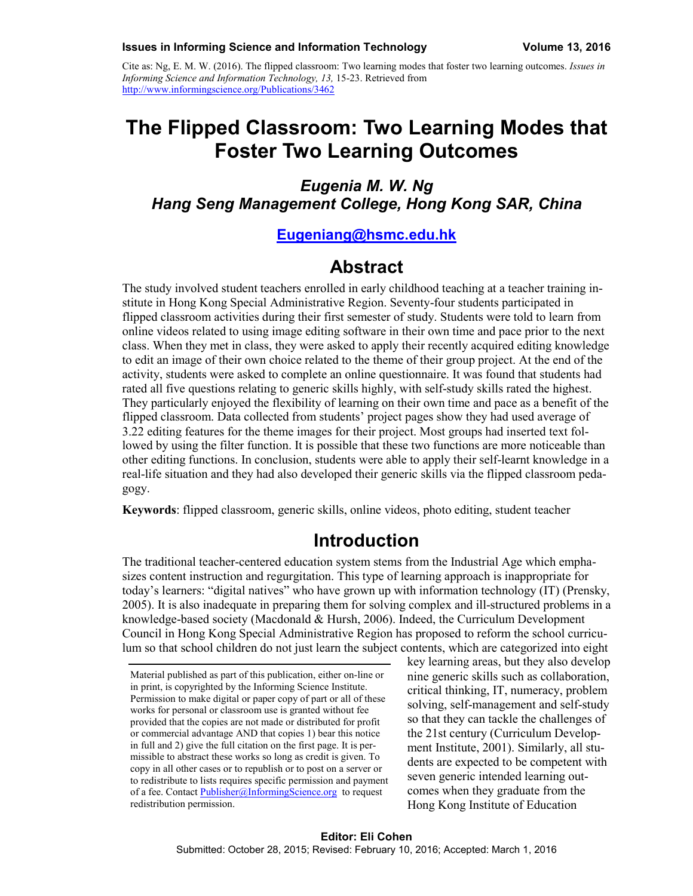Cite as: Ng, E. M. W. (2016). The flipped classroom: Two learning modes that foster two learning outcomes. *Issues in Informing Science and Information Technology, 13,* 15-23. Retrieved from http://www.informingscience.org/Publications/3462

# The Flipped Classroom: Two Learning Modes that Foster Two Learning Outcomes

### *Eugenia M. W. Ng*
### *Hang Seng Management College, Hong Kong SAR, China*

**Eugeniang@hsmc.edu.hk**

## Abstract

The study involved student teachers enrolled in early childhood teaching at a teacher training institute in Hong Kong Special Administrative Region. Seventy-four students participated in flipped classroom activities during their first semester of study. Students were told to learn from online videos related to using image editing software in their own time and pace prior to the next class. When they met in class, they were asked to apply their recently acquired editing knowledge to edit an image of their own choice related to the theme of their group project. At the end of the activity, students were asked to complete an online questionnaire. It was found that students had rated all five questions relating to generic skills highly, with self-study skills rated the highest. They particularly enjoyed the flexibility of learning on their own time and pace as a benefit of the flipped classroom. Data collected from students' project pages show they had used average of 3.22 editing features for the theme images for their project. Most groups had inserted text followed by using the filter function. It is possible that these two functions are more noticeable than other editing functions. In conclusion, students were able to apply their self-learnt knowledge in a real-life situation and they had also developed their generic skills via the flipped classroom pedagogy.

**Keywords**: flipped classroom, generic skills, online videos, photo editing, student teacher

## Introduction

The traditional teacher-centered education system stems from the Industrial Age which emphasizes content instruction and regurgitation. This type of learning approach is inappropriate for today's learners: "digital natives" who have grown up with information technology (IT) (Prensky, 2005). It is also inadequate in preparing them for solving complex and ill-structured problems in a knowledge-based society (Macdonald & Hursh, 2006). Indeed, the Curriculum Development Council in Hong Kong Special Administrative Region has proposed to reform the school curriculum so that school children do not just learn the subject contents, which are categorized into eight key learning areas, but they also develop nine generic skills such as collaboration, critical thinking, IT, numeracy, problem solving, self-management and self-study so that they can tackle the challenges of the 21st century (Curriculum Development Institute, 2001). Similarly, all students are expected to be competent with seven generic intended learning outcomes when they graduate from the Hong Kong Institute of Education

Material published as part of this publication, either on-line or in print, is copyrighted by the Informing Science Institute. Permission to make digital or paper copy of part or all of these works for personal or classroom use is granted without fee provided that the copies are not made or distributed for profit or commercial advantage AND that copies 1) bear this notice in full and 2) give the full citation on the first page. It is permissible to abstract these works so long as credit is given. To copy in all other cases or to republish or to post on a server or to redistribute to lists requires specific permission and payment of a fee. Contact Publisher@InformingScience.org to request redistribution permission.

**Editor: Eli Cohen**
Submitted: October 28, 2015; Revised: February 10, 2016; Accepted: March 1, 2016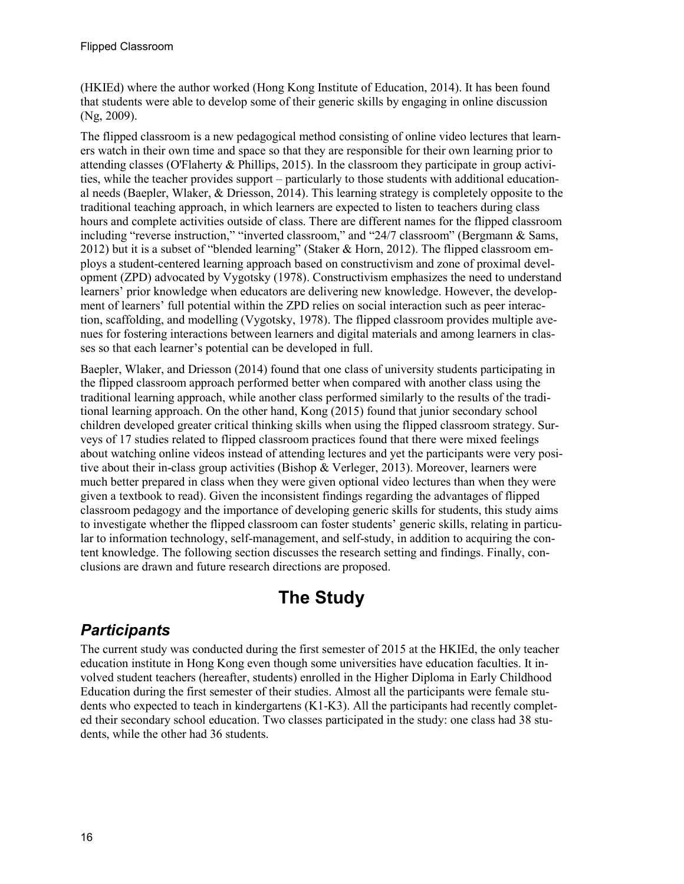(HKIEd) where the author worked (Hong Kong Institute of Education, 2014). It has been found that students were able to develop some of their generic skills by engaging in online discussion (Ng, 2009).

The flipped classroom is a new pedagogical method consisting of online video lectures that learners watch in their own time and space so that they are responsible for their own learning prior to attending classes (O'Flaherty & Phillips, 2015). In the classroom they participate in group activities, while the teacher provides support – particularly to those students with additional educational needs (Baepler, Wlaker, & Driesson, 2014). This learning strategy is completely opposite to the traditional teaching approach, in which learners are expected to listen to teachers during class hours and complete activities outside of class. There are different names for the flipped classroom including "reverse instruction," "inverted classroom," and "24/7 classroom" (Bergmann & Sams, 2012) but it is a subset of "blended learning" (Staker & Horn, 2012). The flipped classroom employs a student-centered learning approach based on constructivism and zone of proximal development (ZPD) advocated by Vygotsky (1978). Constructivism emphasizes the need to understand learners' prior knowledge when educators are delivering new knowledge. However, the development of learners' full potential within the ZPD relies on social interaction such as peer interaction, scaffolding, and modelling (Vygotsky, 1978). The flipped classroom provides multiple avenues for fostering interactions between learners and digital materials and among learners in classes so that each learner's potential can be developed in full.

Baepler, Wlaker, and Driesson (2014) found that one class of university students participating in the flipped classroom approach performed better when compared with another class using the traditional learning approach, while another class performed similarly to the results of the traditional learning approach. On the other hand, Kong (2015) found that junior secondary school children developed greater critical thinking skills when using the flipped classroom strategy. Surveys of 17 studies related to flipped classroom practices found that there were mixed feelings about watching online videos instead of attending lectures and yet the participants were very positive about their in-class group activities (Bishop & Verleger, 2013). Moreover, learners were much better prepared in class when they were given optional video lectures than when they were given a textbook to read). Given the inconsistent findings regarding the advantages of flipped classroom pedagogy and the importance of developing generic skills for students, this study aims to investigate whether the flipped classroom can foster students' generic skills, relating in particular to information technology, self-management, and self-study, in addition to acquiring the content knowledge. The following section discusses the research setting and findings. Finally, conclusions are drawn and future research directions are proposed.

# The Study

## *Participants*

The current study was conducted during the first semester of 2015 at the HKIEd, the only teacher education institute in Hong Kong even though some universities have education faculties. It involved student teachers (hereafter, students) enrolled in the Higher Diploma in Early Childhood Education during the first semester of their studies. Almost all the participants were female students who expected to teach in kindergartens (K1-K3). All the participants had recently completed their secondary school education. Two classes participated in the study: one class had 38 students, while the other had 36 students.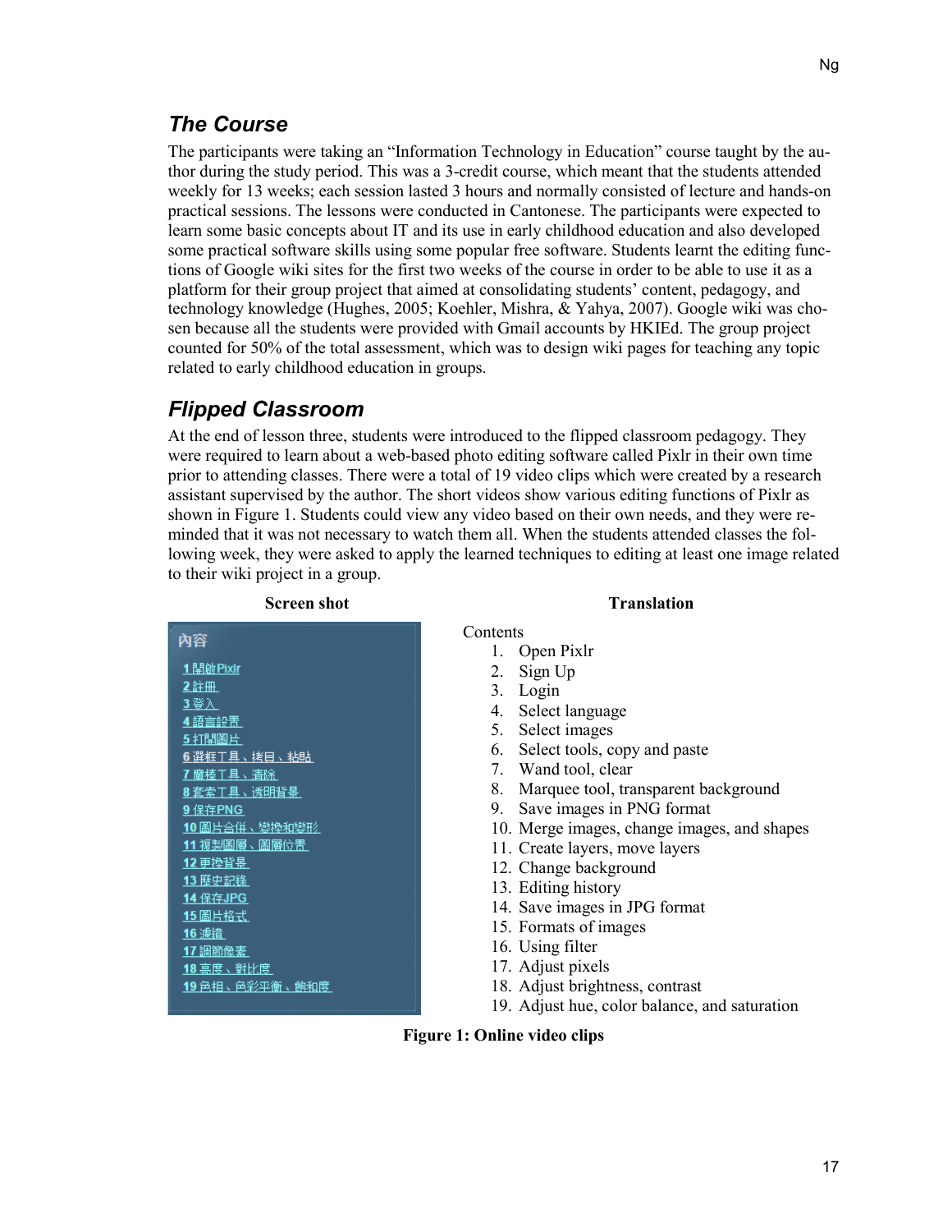## *The Course*

The participants were taking an "Information Technology in Education" course taught by the author during the study period. This was a 3-credit course, which meant that the students attended weekly for 13 weeks; each session lasted 3 hours and normally consisted of lecture and hands-on practical sessions. The lessons were conducted in Cantonese. The participants were expected to learn some basic concepts about IT and its use in early childhood education and also developed some practical software skills using some popular free software. Students learnt the editing functions of Google wiki sites for the first two weeks of the course in order to be able to use it as a platform for their group project that aimed at consolidating students' content, pedagogy, and technology knowledge (Hughes, 2005; Koehler, Mishra, & Yahya, 2007). Google wiki was chosen because all the students were provided with Gmail accounts by HKIEd. The group project counted for 50% of the total assessment, which was to design wiki pages for teaching any topic related to early childhood education in groups.

## *Flipped Classroom*

At the end of lesson three, students were introduced to the flipped classroom pedagogy. They were required to learn about a web-based photo editing software called Pixlr in their own time prior to attending classes. There were a total of 19 video clips which were created by a research assistant supervised by the author. The short videos show various editing functions of Pixlr as shown in Figure 1. Students could view any video based on their own needs, and they were reminded that it was not necessary to watch them all. When the students attended classes the following week, they were asked to apply the learned techniques to editing at least one image related to their wiki project in a group.

| Screen shot | Translation |
|---|---|
| 內容 | Contents |
| 1 開啟Pixlr | 1. Open Pixlr |
| 2 註冊 | 2. Sign Up |
| 3 登入 | 3. Login |
| 4 語言設置 | 4. Select language |
| 5 打開圖片 | 5. Select images |
| 6 選框工具、拷貝、粘貼 | 6. Select tools, copy and paste |
| 7 魔棒工具、清除 | 7. Wand tool, clear |
| 8 套索工具、透明背景 | 8. Marquee tool, transparent background |
| 9 保存PNG | 9. Save images in PNG format |
| 10 圖片合併、變換和變形 | 10. Merge images, change images, and shapes |
| 11 複製圖層、圖層位置 | 11. Create layers, move layers |
| 12 更換背景 | 12. Change background |
| 13 歷史記錄 | 13. Editing history |
| 14 保存JPG | 14. Save images in JPG format |
| 15 圖片格式 | 15. Formats of images |
| 16 濾鏡 | 16. Using filter |
| 17 調節像素 | 17. Adjust pixels |
| 18 亮度、對比度 | 18. Adjust brightness, contrast |
| 19 色相、色彩平衡、飽和度 | 19. Adjust hue, color balance, and saturation |

**Figure 1: Online video clips**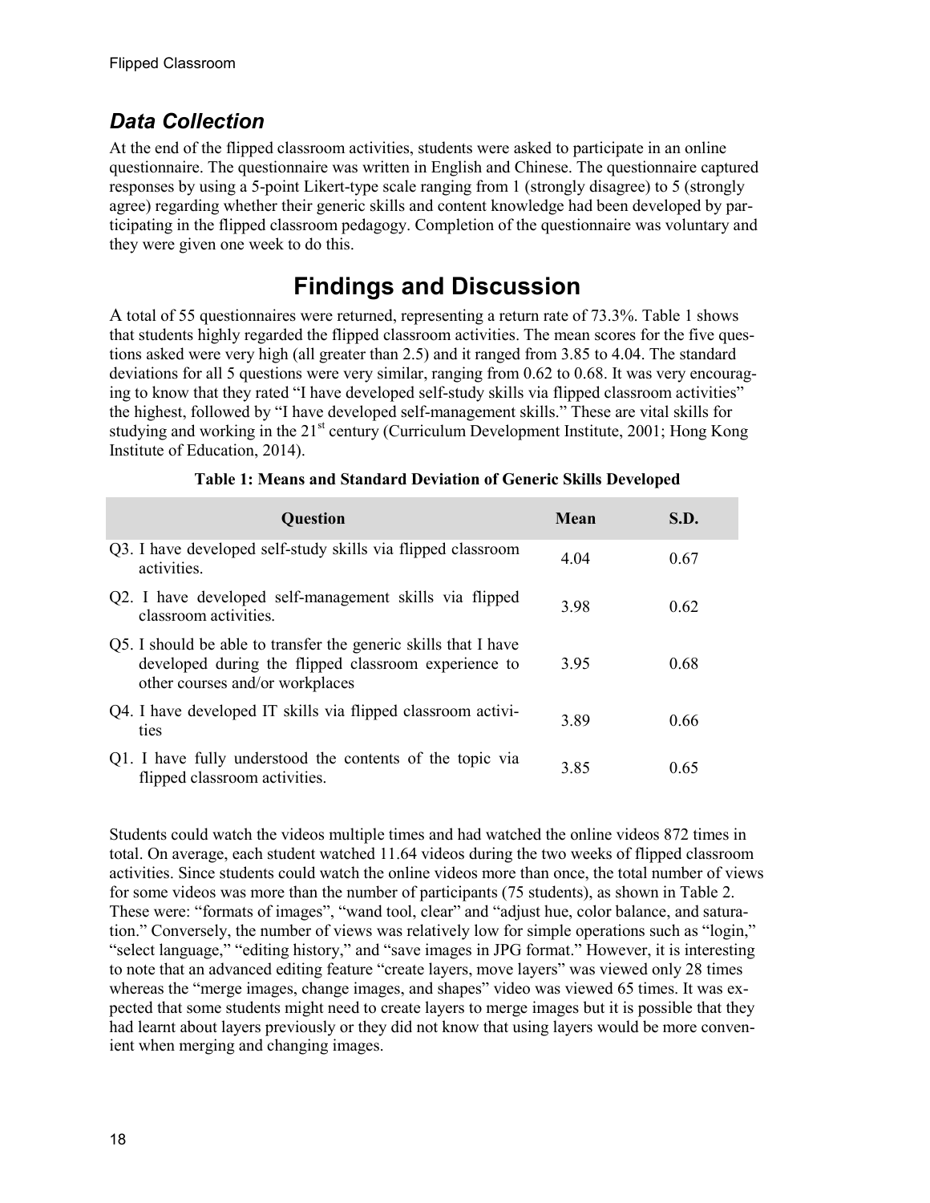### *Data Collection*

At the end of the flipped classroom activities, students were asked to participate in an online questionnaire. The questionnaire was written in English and Chinese. The questionnaire captured responses by using a 5-point Likert-type scale ranging from 1 (strongly disagree) to 5 (strongly agree) regarding whether their generic skills and content knowledge had been developed by participating in the flipped classroom pedagogy. Completion of the questionnaire was voluntary and they were given one week to do this.

## Findings and Discussion

A total of 55 questionnaires were returned, representing a return rate of 73.3%. Table 1 shows that students highly regarded the flipped classroom activities. The mean scores for the five questions asked were very high (all greater than 2.5) and it ranged from 3.85 to 4.04. The standard deviations for all 5 questions were very similar, ranging from 0.62 to 0.68. It was very encouraging to know that they rated "I have developed self-study skills via flipped classroom activities" the highest, followed by "I have developed self-management skills." These are vital skills for studying and working in the 21st century (Curriculum Development Institute, 2001; Hong Kong Institute of Education, 2014).

**Table 1: Means and Standard Deviation of Generic Skills Developed**

| Question | Mean | S.D. |
|---|---|---|
| Q3. I have developed self-study skills via flipped classroom activities. | 4.04 | 0.67 |
| Q2. I have developed self-management skills via flipped classroom activities. | 3.98 | 0.62 |
| Q5. I should be able to transfer the generic skills that I have developed during the flipped classroom experience to other courses and/or workplaces | 3.95 | 0.68 |
| Q4. I have developed IT skills via flipped classroom activities | 3.89 | 0.66 |
| Q1. I have fully understood the contents of the topic via flipped classroom activities. | 3.85 | 0.65 |

Students could watch the videos multiple times and had watched the online videos 872 times in total. On average, each student watched 11.64 videos during the two weeks of flipped classroom activities. Since students could watch the online videos more than once, the total number of views for some videos was more than the number of participants (75 students), as shown in Table 2. These were: "formats of images", "wand tool, clear" and "adjust hue, color balance, and saturation." Conversely, the number of views was relatively low for simple operations such as "login," "select language," "editing history," and "save images in JPG format." However, it is interesting to note that an advanced editing feature "create layers, move layers" was viewed only 28 times whereas the "merge images, change images, and shapes" video was viewed 65 times. It was expected that some students might need to create layers to merge images but it is possible that they had learnt about layers previously or they did not know that using layers would be more convenient when merging and changing images.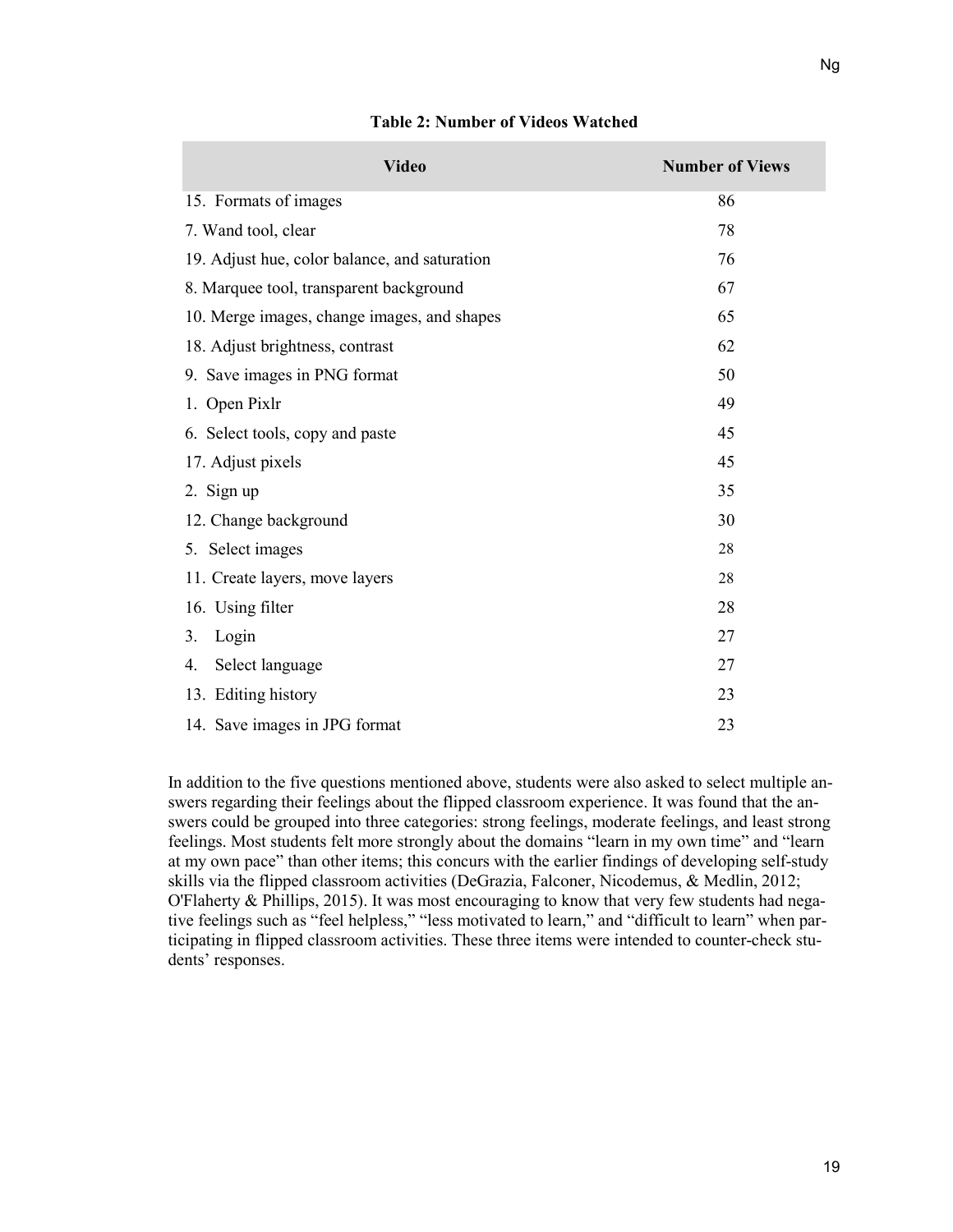**Table 2: Number of Videos Watched**

| Video | Number of Views |
|---|---|
| 15. Formats of images | 86 |
| 7. Wand tool, clear | 78 |
| 19. Adjust hue, color balance, and saturation | 76 |
| 8. Marquee tool, transparent background | 67 |
| 10. Merge images, change images, and shapes | 65 |
| 18. Adjust brightness, contrast | 62 |
| 9. Save images in PNG format | 50 |
| 1. Open Pixlr | 49 |
| 6. Select tools, copy and paste | 45 |
| 17. Adjust pixels | 45 |
| 2. Sign up | 35 |
| 12. Change background | 30 |
| 5. Select images | 28 |
| 11. Create layers, move layers | 28 |
| 16. Using filter | 28 |
| 3. Login | 27 |
| 4. Select language | 27 |
| 13. Editing history | 23 |
| 14. Save images in JPG format | 23 |

In addition to the five questions mentioned above, students were also asked to select multiple answers regarding their feelings about the flipped classroom experience. It was found that the answers could be grouped into three categories: strong feelings, moderate feelings, and least strong feelings. Most students felt more strongly about the domains "learn in my own time" and "learn at my own pace" than other items; this concurs with the earlier findings of developing self-study skills via the flipped classroom activities (DeGrazia, Falconer, Nicodemus, & Medlin, 2012; O'Flaherty & Phillips, 2015). It was most encouraging to know that very few students had negative feelings such as "feel helpless," "less motivated to learn," and "difficult to learn" when participating in flipped classroom activities. These three items were intended to counter-check students' responses.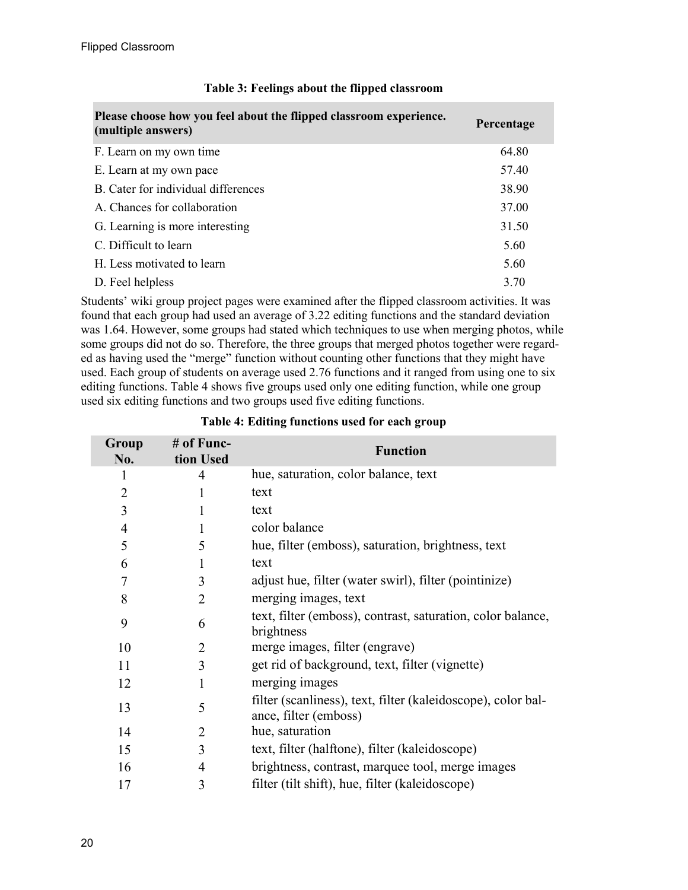**Table 3: Feelings about the flipped classroom**

| Please choose how you feel about the flipped classroom experience. (multiple answers) | Percentage |
|---|---|
| F. Learn on my own time | 64.80 |
| E. Learn at my own pace | 57.40 |
| B. Cater for individual differences | 38.90 |
| A. Chances for collaboration | 37.00 |
| G. Learning is more interesting | 31.50 |
| C. Difficult to learn | 5.60 |
| H. Less motivated to learn | 5.60 |
| D. Feel helpless | 3.70 |

Students' wiki group project pages were examined after the flipped classroom activities. It was found that each group had used an average of 3.22 editing functions and the standard deviation was 1.64. However, some groups had stated which techniques to use when merging photos, while some groups did not do so. Therefore, the three groups that merged photos together were regarded as having used the "merge" function without counting other functions that they might have used. Each group of students on average used 2.76 functions and it ranged from using one to six editing functions. Table 4 shows five groups used only one editing function, while one group used six editing functions and two groups used five editing functions.

**Table 4: Editing functions used for each group**

| Group No. | # of Function Used | Function |
|---|---|---|
| 1 | 4 | hue, saturation, color balance, text |
| 2 | 1 | text |
| 3 | 1 | text |
| 4 | 1 | color balance |
| 5 | 5 | hue, filter (emboss), saturation, brightness, text |
| 6 | 1 | text |
| 7 | 3 | adjust hue, filter (water swirl), filter (pointinize) |
| 8 | 2 | merging images, text |
| 9 | 6 | text, filter (emboss), contrast, saturation, color balance, brightness |
| 10 | 2 | merge images, filter (engrave) |
| 11 | 3 | get rid of background, text, filter (vignette) |
| 12 | 1 | merging images |
| 13 | 5 | filter (scanliness), text, filter (kaleidoscope), color balance, filter (emboss) |
| 14 | 2 | hue, saturation |
| 15 | 3 | text, filter (halftone), filter (kaleidoscope) |
| 16 | 4 | brightness, contrast, marquee tool, merge images |
| 17 | 3 | filter (tilt shift), hue, filter (kaleidoscope) |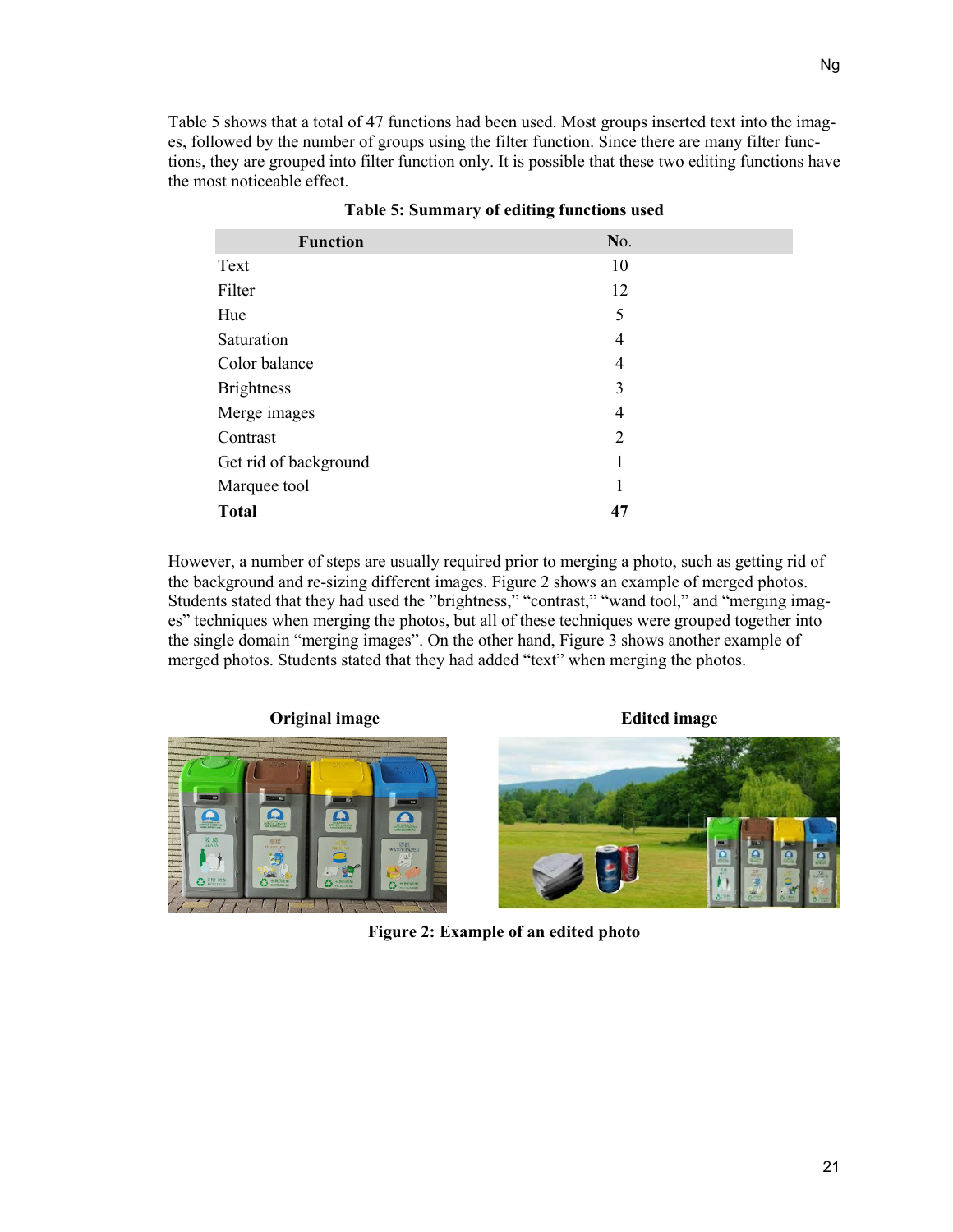Table 5 shows that a total of 47 functions had been used. Most groups inserted text into the images, followed by the number of groups using the filter function. Since there are many filter functions, they are grouped into filter function only. It is possible that these two editing functions have the most noticeable effect.

**Table 5: Summary of editing functions used**

| Function | No. |
|---|---|
| Text | 10 |
| Filter | 12 |
| Hue | 5 |
| Saturation | 4 |
| Color balance | 4 |
| Brightness | 3 |
| Merge images | 4 |
| Contrast | 2 |
| Get rid of background | 1 |
| Marquee tool | 1 |
| **Total** | **47** |

However, a number of steps are usually required prior to merging a photo, such as getting rid of the background and re-sizing different images. Figure 2 shows an example of merged photos. Students stated that they had used the "brightness," "contrast," "wand tool," and "merging images" techniques when merging the photos, but all of these techniques were grouped together into the single domain "merging images". On the other hand, Figure 3 shows another example of merged photos. Students stated that they had added "text" when merging the photos.

**Original image** | **Edited image**

**Figure 2: Example of an edited photo**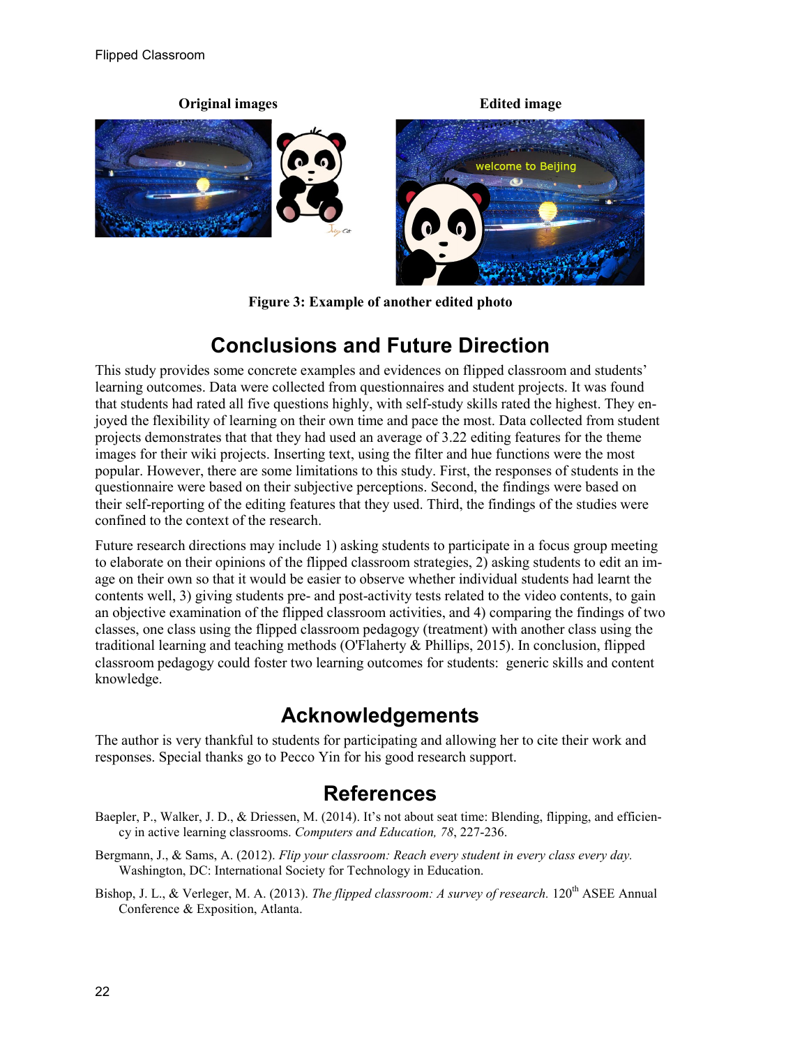**Original images** **Edited image**

**Figure 3: Example of another edited photo**

## Conclusions and Future Direction

This study provides some concrete examples and evidences on flipped classroom and students' learning outcomes. Data were collected from questionnaires and student projects. It was found that students had rated all five questions highly, with self-study skills rated the highest. They enjoyed the flexibility of learning on their own time and pace the most. Data collected from student projects demonstrates that that they had used an average of 3.22 editing features for the theme images for their wiki projects. Inserting text, using the filter and hue functions were the most popular. However, there are some limitations to this study. First, the responses of students in the questionnaire were based on their subjective perceptions. Second, the findings were based on their self-reporting of the editing features that they used. Third, the findings of the studies were confined to the context of the research.

Future research directions may include 1) asking students to participate in a focus group meeting to elaborate on their opinions of the flipped classroom strategies, 2) asking students to edit an image on their own so that it would be easier to observe whether individual students had learnt the contents well, 3) giving students pre- and post-activity tests related to the video contents, to gain an objective examination of the flipped classroom activities, and 4) comparing the findings of two classes, one class using the flipped classroom pedagogy (treatment) with another class using the traditional learning and teaching methods (O'Flaherty & Phillips, 2015). In conclusion, flipped classroom pedagogy could foster two learning outcomes for students: generic skills and content knowledge.

## Acknowledgements

The author is very thankful to students for participating and allowing her to cite their work and responses. Special thanks go to Pecco Yin for his good research support.

## References

Baepler, P., Walker, J. D., & Driessen, M. (2014). It's not about seat time: Blending, flipping, and efficiency in active learning classrooms. *Computers and Education, 78*, 227-236.

Bergmann, J., & Sams, A. (2012). *Flip your classroom: Reach every student in every class every day.* Washington, DC: International Society for Technology in Education.

Bishop, J. L., & Verleger, M. A. (2013). *The flipped classroom: A survey of research.* 120th ASEE Annual Conference & Exposition, Atlanta.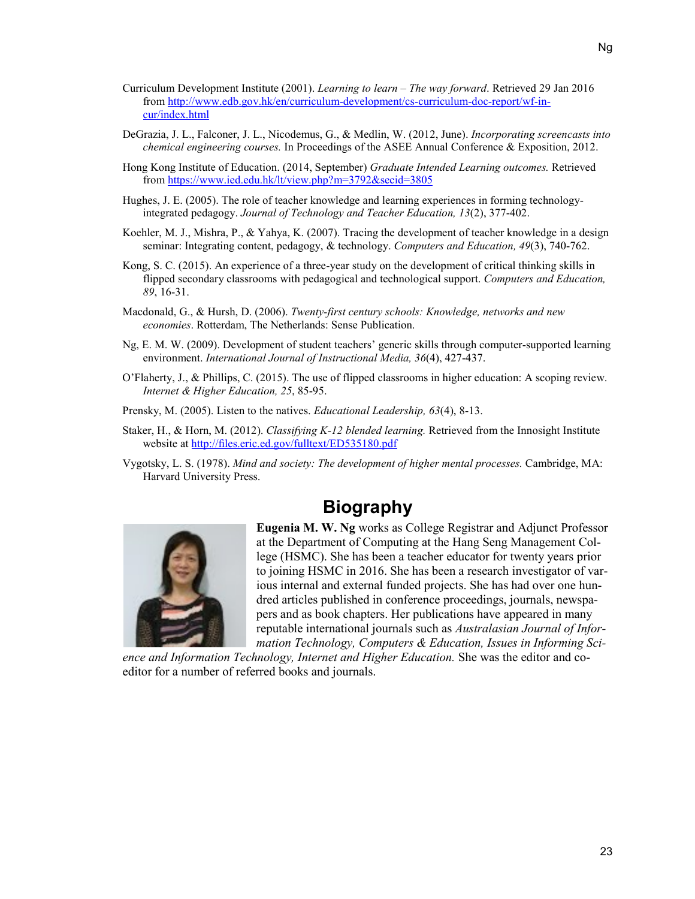Curriculum Development Institute (2001). *Learning to learn – The way forward*. Retrieved 29 Jan 2016 from http://www.edb.gov.hk/en/curriculum-development/cs-curriculum-doc-report/wf-in-cur/index.html

DeGrazia, J. L., Falconer, J. L., Nicodemus, G., & Medlin, W. (2012, June). *Incorporating screencasts into chemical engineering courses.* In Proceedings of the ASEE Annual Conference & Exposition, 2012.

Hong Kong Institute of Education. (2014, September) *Graduate Intended Learning outcomes.* Retrieved from https://www.ied.edu.hk/lt/view.php?m=3792&secid=3805

Hughes, J. E. (2005). The role of teacher knowledge and learning experiences in forming technology-integrated pedagogy. *Journal of Technology and Teacher Education, 13*(2), 377-402.

Koehler, M. J., Mishra, P., & Yahya, K. (2007). Tracing the development of teacher knowledge in a design seminar: Integrating content, pedagogy, & technology. *Computers and Education, 49*(3), 740-762.

Kong, S. C. (2015). An experience of a three-year study on the development of critical thinking skills in flipped secondary classrooms with pedagogical and technological support. *Computers and Education, 89*, 16-31.

Macdonald, G., & Hursh, D. (2006). *Twenty-first century schools: Knowledge, networks and new economies*. Rotterdam, The Netherlands: Sense Publication.

Ng, E. M. W. (2009). Development of student teachers' generic skills through computer-supported learning environment. *International Journal of Instructional Media, 36*(4), 427-437.

O'Flaherty, J., & Phillips, C. (2015). The use of flipped classrooms in higher education: A scoping review. *Internet & Higher Education, 25*, 85-95.

Prensky, M. (2005). Listen to the natives. *Educational Leadership, 63*(4), 8-13.

Staker, H., & Horn, M. (2012). *Classifying K-12 blended learning.* Retrieved from the Innosight Institute website at http://files.eric.ed.gov/fulltext/ED535180.pdf

Vygotsky, L. S. (1978). *Mind and society: The development of higher mental processes.* Cambridge, MA: Harvard University Press.

## Biography

**Eugenia M. W. Ng** works as College Registrar and Adjunct Professor at the Department of Computing at the Hang Seng Management College (HSMC). She has been a teacher educator for twenty years prior to joining HSMC in 2016. She has been a research investigator of various internal and external funded projects. She has had over one hundred articles published in conference proceedings, journals, newspapers and as book chapters. Her publications have appeared in many reputable international journals such as *Australasian Journal of Information Technology, Computers & Education, Issues in Informing Science and Information Technology, Internet and Higher Education.* She was the editor and co-editor for a number of referred books and journals.